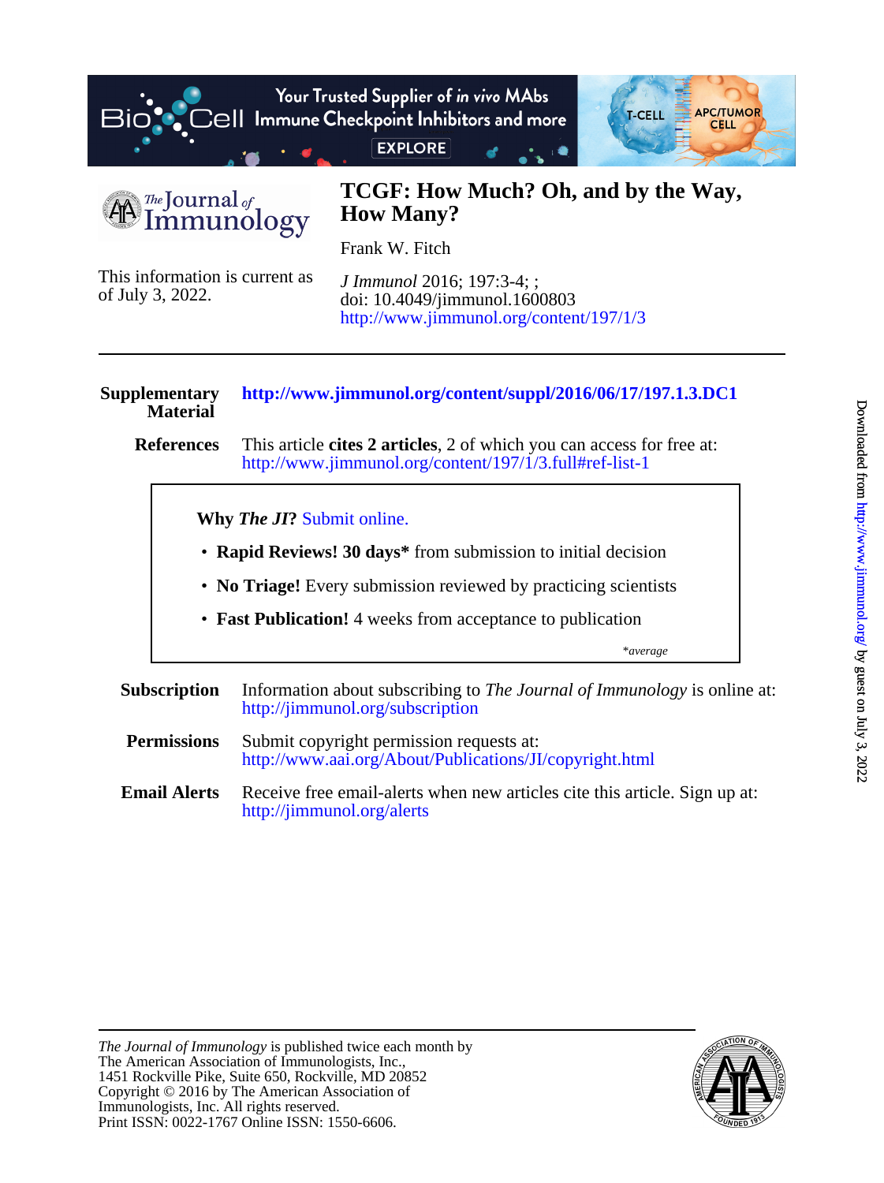# TCGF: How Much? Oh, and by the Way, How Many?

Frank W. Fitch

This information is current as of July 3, 2022.

*J Immunol* 2016; 197:3-4; ;
doi: 10.4049/jimmunol.1600803
http://www.jimmunol.org/content/197/1/3

**Supplementary Material** http://www.jimmunol.org/content/suppl/2016/06/17/197.1.3.DC1

**References** This article **cites 2 articles**, 2 of which you can access for free at:
http://www.jimmunol.org/content/197/1/3.full#ref-list-1

**Why *The JI*?** Submit online.

- **Rapid Reviews! 30 days*** from submission to initial decision
- **No Triage!** Every submission reviewed by practicing scientists
- **Fast Publication!** 4 weeks from acceptance to publication

*\*average*

**Subscription** Information about subscribing to *The Journal of Immunology* is online at:
http://jimmunol.org/subscription

**Permissions** Submit copyright permission requests at:
http://www.aai.org/About/Publications/JI/copyright.html

**Email Alerts** Receive free email-alerts when new articles cite this article. Sign up at:
http://jimmunol.org/alerts

*The Journal of Immunology* is published twice each month by
The American Association of Immunologists, Inc.,
1451 Rockville Pike, Suite 650, Rockville, MD 20852
Copyright © 2016 by The American Association of Immunologists, Inc. All rights reserved.
Print ISSN: 0022-1767 Online ISSN: 1550-6606.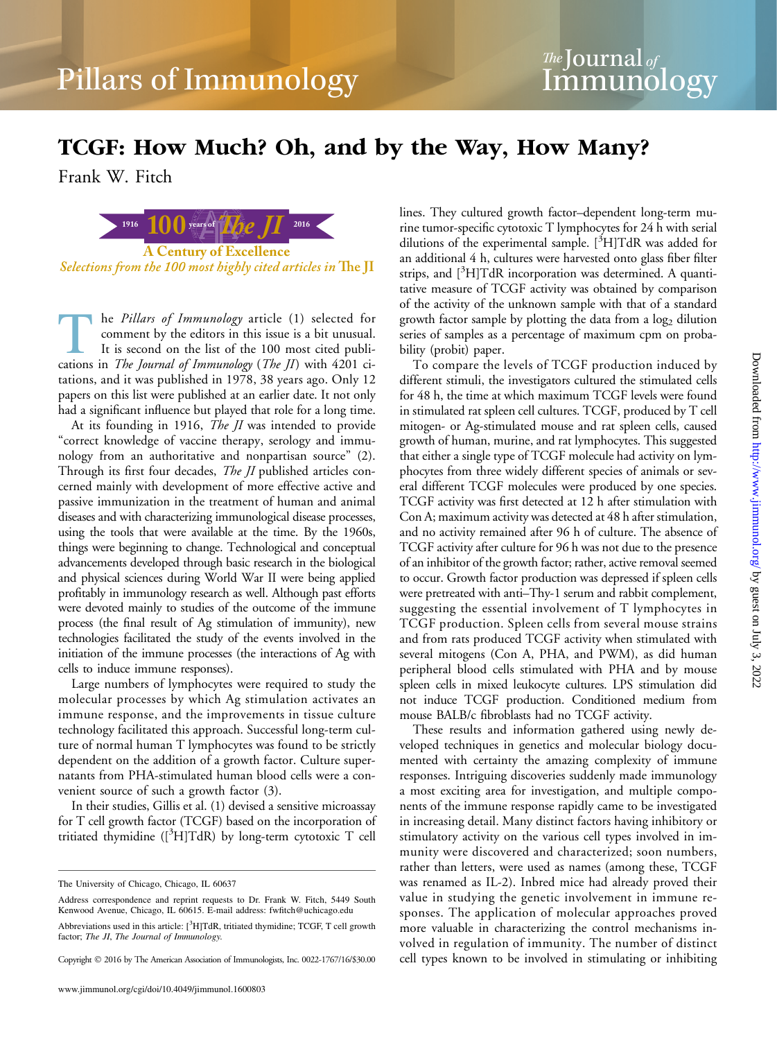# TCGF: How Much? Oh, and by the Way, How Many?

Frank W. Fitch

1916 100 years of The JI 2016
A Century of Excellence
*Selections from the 100 most highly cited articles in* The JI

The *Pillars of Immunology* article (1) selected for comment by the editors in this issue is a bit unusual. It is second on the list of the 100 most cited publications in *The Journal of Immunology* (*The JI*) with 4201 citations, and it was published in 1978, 38 years ago. Only 12 papers on this list were published at an earlier date. It not only had a significant influence but played that role for a long time.

At its founding in 1916, *The JI* was intended to provide "correct knowledge of vaccine therapy, serology and immunology from an authoritative and nonpartisan source" (2). Through its first four decades, *The JI* published articles concerned mainly with development of more effective active and passive immunization in the treatment of human and animal diseases and with characterizing immunological disease processes, using the tools that were available at the time. By the 1960s, things were beginning to change. Technological and conceptual advancements developed through basic research in the biological and physical sciences during World War II were being applied profitably in immunology research as well. Although past efforts were devoted mainly to studies of the outcome of the immune process (the final result of Ag stimulation of immunity), new technologies facilitated the study of the events involved in the initiation of the immune processes (the interactions of Ag with cells to induce immune responses).

Large numbers of lymphocytes were required to study the molecular processes by which Ag stimulation activates an immune response, and the improvements in tissue culture technology facilitated this approach. Successful long-term culture of normal human T lymphocytes was found to be strictly dependent on the addition of a growth factor. Culture supernatants from PHA-stimulated human blood cells were a convenient source of such a growth factor (3).

In their studies, Gillis et al. (1) devised a sensitive microassay for T cell growth factor (TCGF) based on the incorporation of tritiated thymidine ([$^3$H]TdR) by long-term cytotoxic T cell lines. They cultured growth factor–dependent long-term murine tumor-specific cytotoxic T lymphocytes for 24 h with serial dilutions of the experimental sample. [$^3$H]TdR was added for an additional 4 h, cultures were harvested onto glass fiber filter strips, and [$^3$H]TdR incorporation was determined. A quantitative measure of TCGF activity was obtained by comparison of the activity of the unknown sample with that of a standard growth factor sample by plotting the data from a $\log_2$ dilution series of samples as a percentage of maximum cpm on probability (probit) paper.

To compare the levels of TCGF production induced by different stimuli, the investigators cultured the stimulated cells for 48 h, the time at which maximum TCGF levels were found in stimulated rat spleen cell cultures. TCGF, produced by T cell mitogen- or Ag-stimulated mouse and rat spleen cells, caused growth of human, murine, and rat lymphocytes. This suggested that either a single type of TCGF molecule had activity on lymphocytes from three widely different species of animals or several different TCGF molecules were produced by one species. TCGF activity was first detected at 12 h after stimulation with Con A; maximum activity was detected at 48 h after stimulation, and no activity remained after 96 h of culture. The absence of TCGF activity after culture for 96 h was not due to the presence of an inhibitor of the growth factor; rather, active removal seemed to occur. Growth factor production was depressed if spleen cells were pretreated with anti–Thy-1 serum and rabbit complement, suggesting the essential involvement of T lymphocytes in TCGF production. Spleen cells from several mouse strains and from rats produced TCGF activity when stimulated with several mitogens (Con A, PHA, and PWM), as did human peripheral blood cells stimulated with PHA and by mouse spleen cells in mixed leukocyte cultures. LPS stimulation did not induce TCGF production. Conditioned medium from mouse BALB/c fibroblasts had no TCGF activity.

These results and information gathered using newly developed techniques in genetics and molecular biology documented with certainty the amazing complexity of immune responses. Intriguing discoveries suddenly made immunology a most exciting area for investigation, and multiple components of the immune response rapidly came to be investigated in increasing detail. Many distinct factors having inhibitory or stimulatory activity on the various cell types involved in immunity were discovered and characterized; soon numbers, rather than letters, were used as names (among these, TCGF was renamed as IL-2). Inbred mice had already proved their value in studying the genetic involvement in immune responses. The application of molecular approaches proved more valuable in characterizing the control mechanisms involved in regulation of immunity. The number of distinct cell types known to be involved in stimulating or inhibiting

---

The University of Chicago, Chicago, IL 60637

Address correspondence and reprint requests to Dr. Frank W. Fitch, 5449 South Kenwood Avenue, Chicago, IL 60615. E-mail address: fwfitch@uchicago.edu

Abbreviations used in this article: [$^3$H]TdR, tritiated thymidine; TCGF, T cell growth factor; *The JI*, *The Journal of Immunology*.

Copyright © 2016 by The American Association of Immunologists, Inc. 0022-1767/16/$30.00

www.jimmunol.org/cgi/doi/10.4049/jimmunol.1600803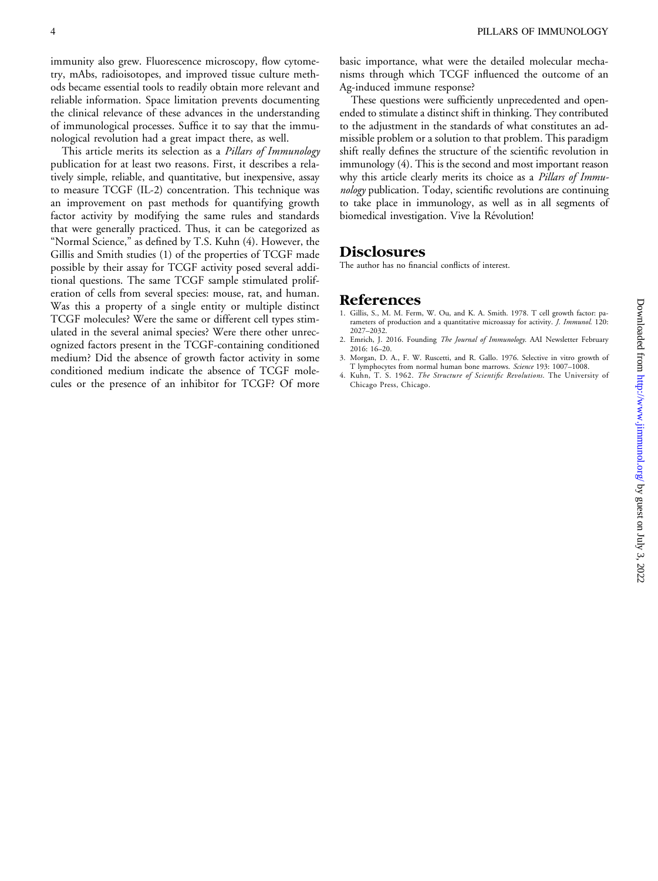immunity also grew. Fluorescence microscopy, flow cytometry, mAbs, radioisotopes, and improved tissue culture methods became essential tools to readily obtain more relevant and reliable information. Space limitation prevents documenting the clinical relevance of these advances in the understanding of immunological processes. Suffice it to say that the immunological revolution had a great impact there, as well.

This article merits its selection as a *Pillars of Immunology* publication for at least two reasons. First, it describes a relatively simple, reliable, and quantitative, but inexpensive, assay to measure TCGF (IL-2) concentration. This technique was an improvement on past methods for quantifying growth factor activity by modifying the same rules and standards that were generally practiced. Thus, it can be categorized as "Normal Science," as defined by T.S. Kuhn (4). However, the Gillis and Smith studies (1) of the properties of TCGF made possible by their assay for TCGF activity posed several additional questions. The same TCGF sample stimulated proliferation of cells from several species: mouse, rat, and human. Was this a property of a single entity or multiple distinct TCGF molecules? Were the same or different cell types stimulated in the several animal species? Were there other unrecognized factors present in the TCGF-containing conditioned medium? Did the absence of growth factor activity in some conditioned medium indicate the absence of TCGF molecules or the presence of an inhibitor for TCGF? Of more basic importance, what were the detailed molecular mechanisms through which TCGF influenced the outcome of an Ag-induced immune response?

These questions were sufficiently unprecedented and open-ended to stimulate a distinct shift in thinking. They contributed to the adjustment in the standards of what constitutes an admissible problem or a solution to that problem. This paradigm shift really defines the structure of the scientific revolution in immunology (4). This is the second and most important reason why this article clearly merits its choice as a *Pillars of Immunology* publication. Today, scientific revolutions are continuing to take place in immunology, as well as in all segments of biomedical investigation. Vive la Révolution!

## Disclosures

The author has no financial conflicts of interest.

## References

1. Gillis, S., M. M. Ferm, W. Ou, and K. A. Smith. 1978. T cell growth factor: parameters of production and a quantitative microassay for activity. *J. Immunol.* 120: 2027–2032.
2. Emrich, J. 2016. Founding *The Journal of Immunology*. AAI Newsletter February 2016: 16–20.
3. Morgan, D. A., F. W. Ruscetti, and R. Gallo. 1976. Selective in vitro growth of T lymphocytes from normal human bone marrows. *Science* 193: 1007–1008.
4. Kuhn, T. S. 1962. *The Structure of Scientific Revolutions*. The University of Chicago Press, Chicago.